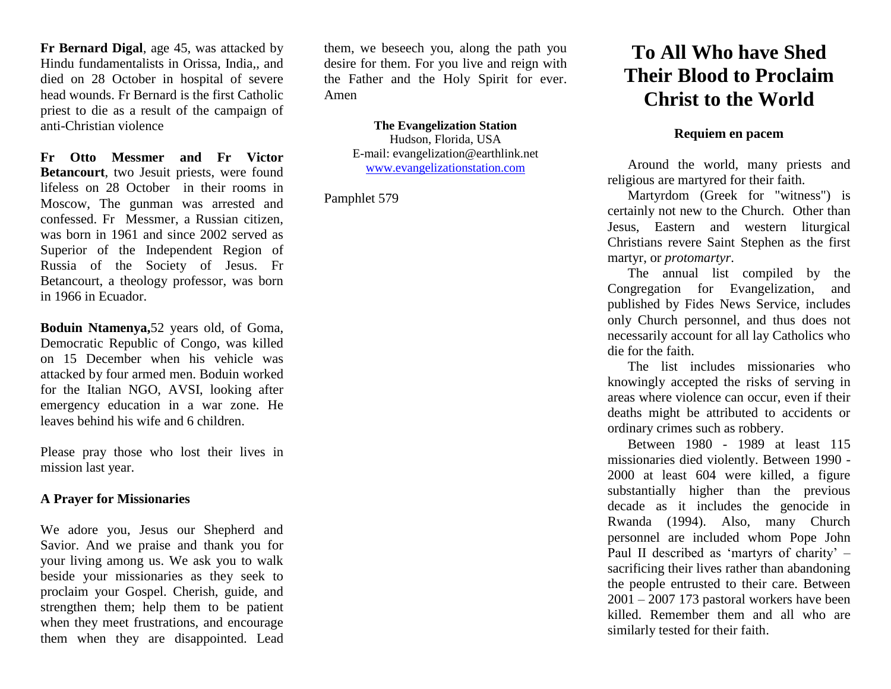**Fr Bernard Digal**, age 45, was attacked by Hindu fundamentalists in Orissa, India,, and died on 28 October in hospital of severe head wounds. Fr Bernard is the first Catholic priest to die as a result of the campaign of anti-Christian violence

**Fr Otto Messmer and Fr Victor Betancourt**, two Jesuit priests, were found lifeless on 28 October in their rooms in Moscow, The gunman was arrested and confessed. Fr Messmer, a Russian citizen, was born in 1961 and since 2002 served as Superior of the Independent Region of Russia of the Society of Jesus. Fr Betancourt, a theology professor, was born in 1966 in Ecuador.

**Boduin Ntamenya,**52 years old, of Goma, Democratic Republic of Congo, was killed on 15 December when his vehicle was attacked by four armed men. Boduin worked for the Italian NGO, AVSI, looking after emergency education in a war zone. He leaves behind his wife and 6 children.

Please pray those who lost their lives in mission last year.

### A Prayer for Missionaries

We adore you, Jesus our Shepherd and Savior. And we praise and thank you for your living among us. We ask you to walk beside your missionaries as they seek to proclaim your Gospel. Cherish, guide, and strengthen them; help them to be patient when they meet frustrations, and encourage them when they are disappointed. Lead them, we beseech you, along the path you desire for them. For you live and reign with the Father and the Holy Spirit for ever. Amen

**The Evangelization Station**
Hudson, Florida, USA
E-mail: evangelization@earthlink.net
www.evangelizationstation.com

Pamphlet 579

# To All Who have Shed Their Blood to Proclaim Christ to the World

### Requiem en pacem

Around the world, many priests and religious are martyred for their faith.

Martyrdom (Greek for "witness") is certainly not new to the Church. Other than Jesus, Eastern and western liturgical Christians revere Saint Stephen as the first martyr, or *protomartyr*.

The annual list compiled by the Congregation for Evangelization, and published by Fides News Service, includes only Church personnel, and thus does not necessarily account for all lay Catholics who die for the faith.

The list includes missionaries who knowingly accepted the risks of serving in areas where violence can occur, even if their deaths might be attributed to accidents or ordinary crimes such as robbery.

Between 1980 - 1989 at least 115 missionaries died violently. Between 1990 - 2000 at least 604 were killed, a figure substantially higher than the previous decade as it includes the genocide in Rwanda (1994). Also, many Church personnel are included whom Pope John Paul II described as 'martyrs of charity' – sacrificing their lives rather than abandoning the people entrusted to their care. Between 2001 – 2007 173 pastoral workers have been killed. Remember them and all who are similarly tested for their faith.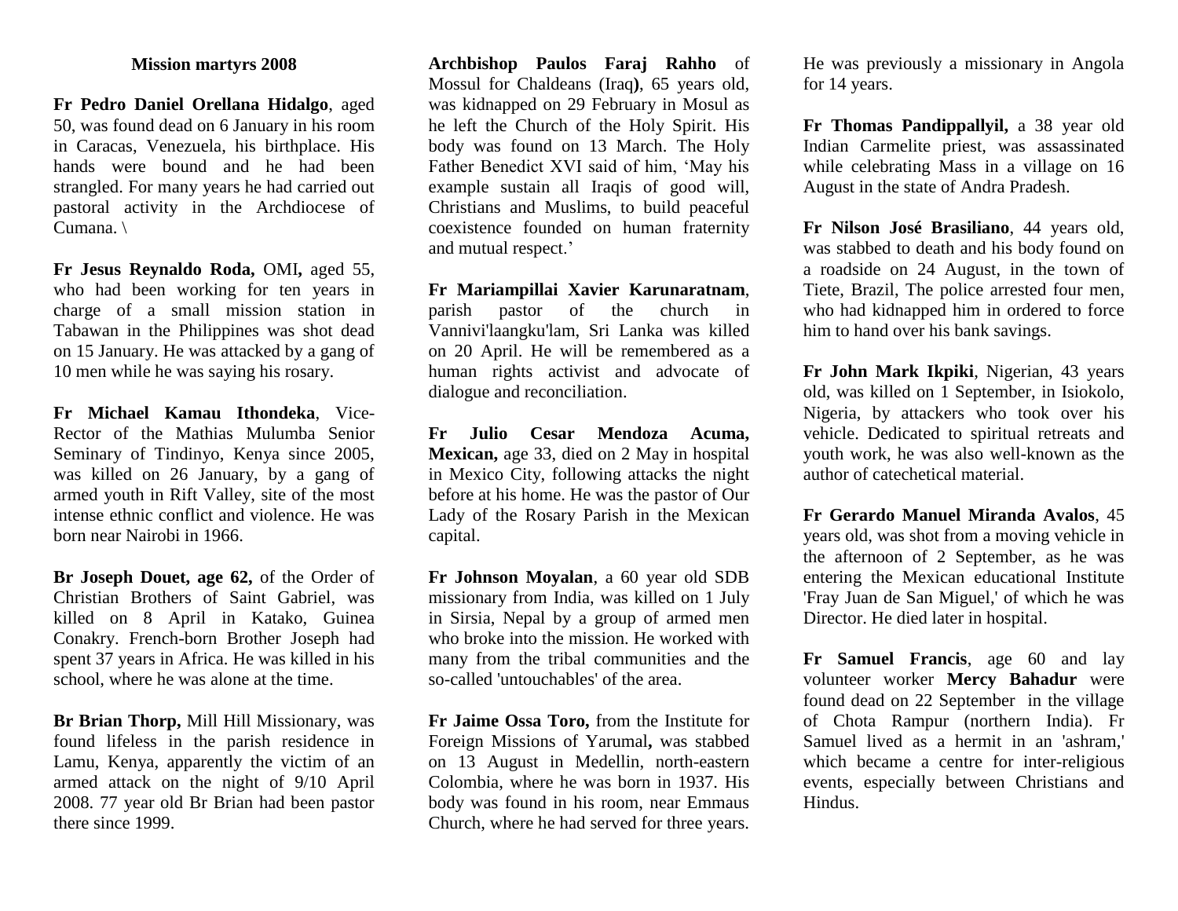**Mission martyrs 2008**

**Fr Pedro Daniel Orellana Hidalgo**, aged 50, was found dead on 6 January in his room in Caracas, Venezuela, his birthplace. His hands were bound and he had been strangled. For many years he had carried out pastoral activity in the Archdiocese of Cumana. \

**Fr Jesus Reynaldo Roda,** OMI**,** aged 55, who had been working for ten years in charge of a small mission station in Tabawan in the Philippines was shot dead on 15 January. He was attacked by a gang of 10 men while he was saying his rosary.

**Fr Michael Kamau Ithondeka**, Vice-Rector of the Mathias Mulumba Senior Seminary of Tindinyo, Kenya since 2005, was killed on 26 January, by a gang of armed youth in Rift Valley, site of the most intense ethnic conflict and violence. He was born near Nairobi in 1966.

**Br Joseph Douet, age 62,** of the Order of Christian Brothers of Saint Gabriel, was killed on 8 April in Katako, Guinea Conakry. French-born Brother Joseph had spent 37 years in Africa. He was killed in his school, where he was alone at the time.

**Br Brian Thorp,** Mill Hill Missionary, was found lifeless in the parish residence in Lamu, Kenya, apparently the victim of an armed attack on the night of 9/10 April 2008. 77 year old Br Brian had been pastor there since 1999.

**Archbishop Paulos Faraj Rahho** of Mossul for Chaldeans (Iraq**)**, 65 years old, was kidnapped on 29 February in Mosul as he left the Church of the Holy Spirit. His body was found on 13 March. The Holy Father Benedict XVI said of him, 'May his example sustain all Iraqis of good will, Christians and Muslims, to build peaceful coexistence founded on human fraternity and mutual respect.'

**Fr Mariampillai Xavier Karunaratnam**, parish pastor of the church in Vannivi'laangku'lam, Sri Lanka was killed on 20 April. He will be remembered as a human rights activist and advocate of dialogue and reconciliation.

**Fr Julio Cesar Mendoza Acuma, Mexican,** age 33, died on 2 May in hospital in Mexico City, following attacks the night before at his home. He was the pastor of Our Lady of the Rosary Parish in the Mexican capital.

**Fr Johnson Moyalan**, a 60 year old SDB missionary from India, was killed on 1 July in Sirsia, Nepal by a group of armed men who broke into the mission. He worked with many from the tribal communities and the so-called 'untouchables' of the area.

**Fr Jaime Ossa Toro,** from the Institute for Foreign Missions of Yarumal**,** was stabbed on 13 August in Medellin, north-eastern Colombia, where he was born in 1937. His body was found in his room, near Emmaus Church, where he had served for three years. He was previously a missionary in Angola for 14 years.

**Fr Thomas Pandippallyil,** a 38 year old Indian Carmelite priest, was assassinated while celebrating Mass in a village on 16 August in the state of Andra Pradesh.

**Fr Nilson José Brasiliano**, 44 years old, was stabbed to death and his body found on a roadside on 24 August, in the town of Tiete, Brazil, The police arrested four men, who had kidnapped him in ordered to force him to hand over his bank savings.

**Fr John Mark Ikpiki**, Nigerian, 43 years old, was killed on 1 September, in Isiokolo, Nigeria, by attackers who took over his vehicle. Dedicated to spiritual retreats and youth work, he was also well-known as the author of catechetical material.

**Fr Gerardo Manuel Miranda Avalos**, 45 years old, was shot from a moving vehicle in the afternoon of 2 September, as he was entering the Mexican educational Institute 'Fray Juan de San Miguel,' of which he was Director. He died later in hospital.

**Fr Samuel Francis**, age 60 and lay volunteer worker **Mercy Bahadur** were found dead on 22 September in the village of Chota Rampur (northern India). Fr Samuel lived as a hermit in an 'ashram,' which became a centre for inter-religious events, especially between Christians and Hindus.